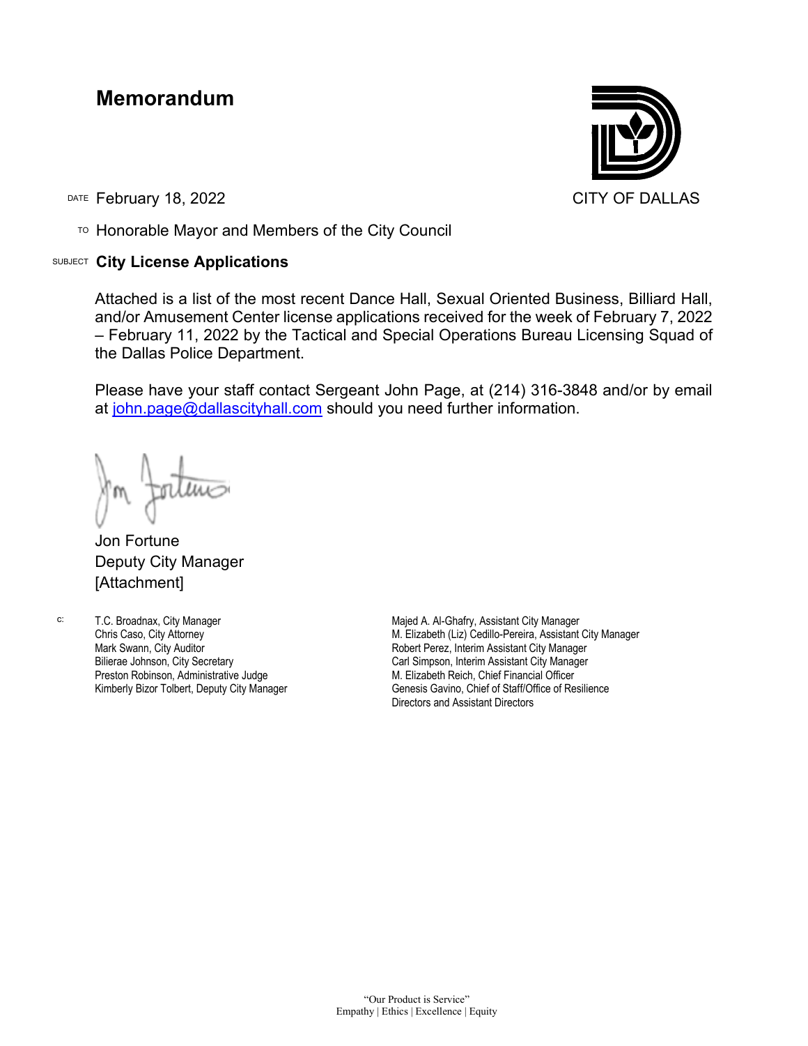# Memorandum

CITY OF DALLAS

DATE February 18, 2022

TO Honorable Mayor and Members of the City Council

SUBJECT **City License Applications**

Attached is a list of the most recent Dance Hall, Sexual Oriented Business, Billiard Hall, and/or Amusement Center license applications received for the week of February 7, 2022 – February 11, 2022 by the Tactical and Special Operations Bureau Licensing Squad of the Dallas Police Department.

Please have your staff contact Sergeant John Page, at (214) 316-3848 and/or by email at john.page@dallascityhall.com should you need further information.

Jon Fortune
Deputy City Manager
[Attachment]

c:
T.C. Broadnax, City Manager
Chris Caso, City Attorney
Mark Swann, City Auditor
Bilierae Johnson, City Secretary
Preston Robinson, Administrative Judge
Kimberly Bizor Tolbert, Deputy City Manager
Majed A. Al-Ghafry, Assistant City Manager
M. Elizabeth (Liz) Cedillo-Pereira, Assistant City Manager
Robert Perez, Interim Assistant City Manager
Carl Simpson, Interim Assistant City Manager
M. Elizabeth Reich, Chief Financial Officer
Genesis Gavino, Chief of Staff/Office of Resilience
Directors and Assistant Directors

"Our Product is Service"
Empathy | Ethics | Excellence | Equity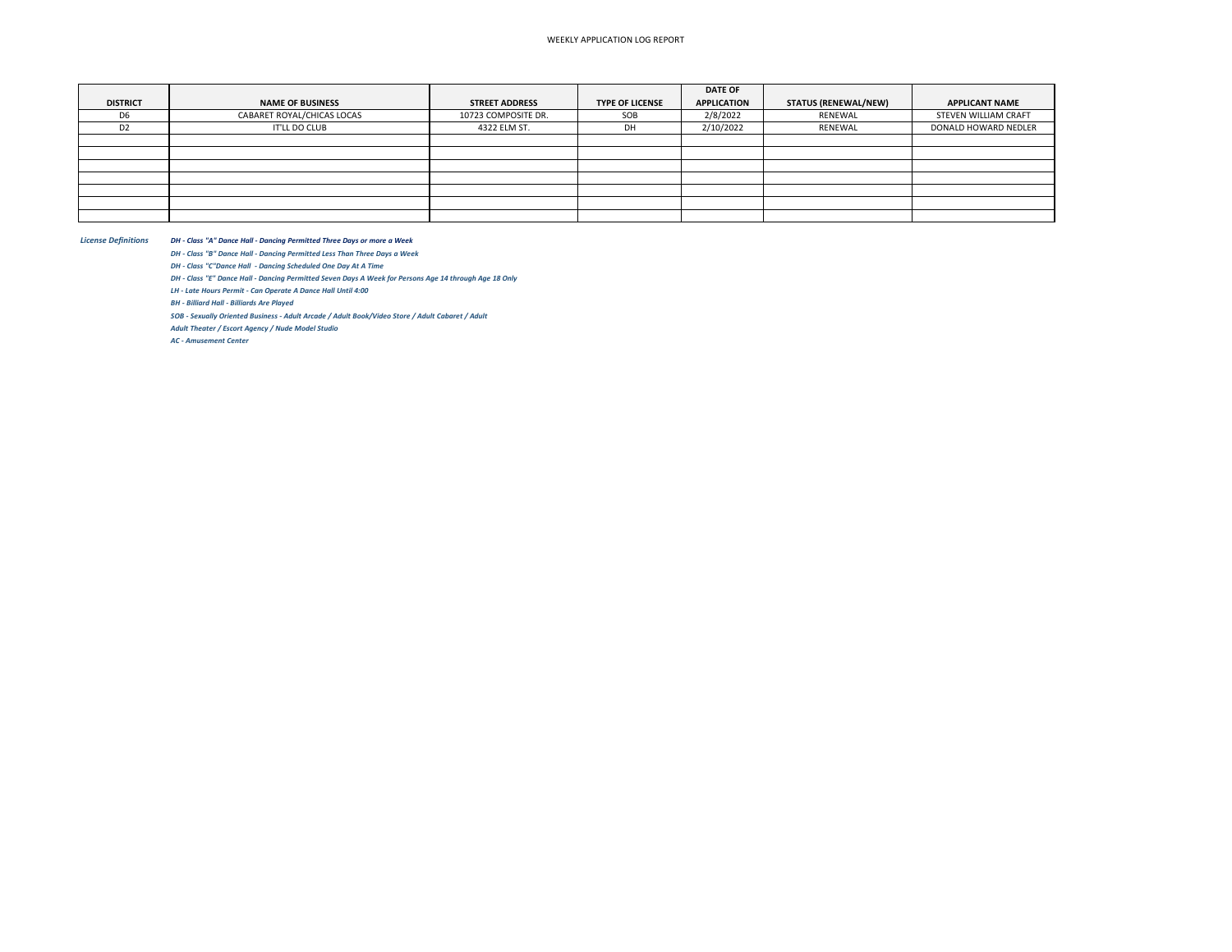WEEKLY APPLICATION LOG REPORT

| DISTRICT | NAME OF BUSINESS | STREET ADDRESS | TYPE OF LICENSE | DATE OF APPLICATION | STATUS (RENEWAL/NEW) | APPLICANT NAME |
|---|---|---|---|---|---|---|
| D6 | CABARET ROYAL/CHICAS LOCAS | 10723 COMPOSITE DR. | SOB | 2/8/2022 | RENEWAL | STEVEN WILLIAM CRAFT |
| D2 | IT'LL DO CLUB | 4322 ELM ST. | DH | 2/10/2022 | RENEWAL | DONALD HOWARD NEDLER |
| | | | | | | |
| | | | | | | |
| | | | | | | |
| | | | | | | |
| | | | | | | |
| | | | | | | |
| | | | | | | |

*License Definitions*

***DH - Class "A" Dance Hall - Dancing Permitted Three Days or more a Week***

***DH - Class "B" Dance Hall - Dancing Permitted Less Than Three Days a Week***

***DH - Class "C"Dance Hall - Dancing Scheduled One Day At A Time***

***DH - Class "E" Dance Hall - Dancing Permitted Seven Days A Week for Persons Age 14 through Age 18 Only***

***LH - Late Hours Permit - Can Operate A Dance Hall Until 4:00***

***BH - Billiard Hall - Billiards Are Played***

***SOB - Sexually Oriented Business - Adult Arcade / Adult Book/Video Store / Adult Cabaret / Adult Adult Theater / Escort Agency / Nude Model Studio***

***AC - Amusement Center***